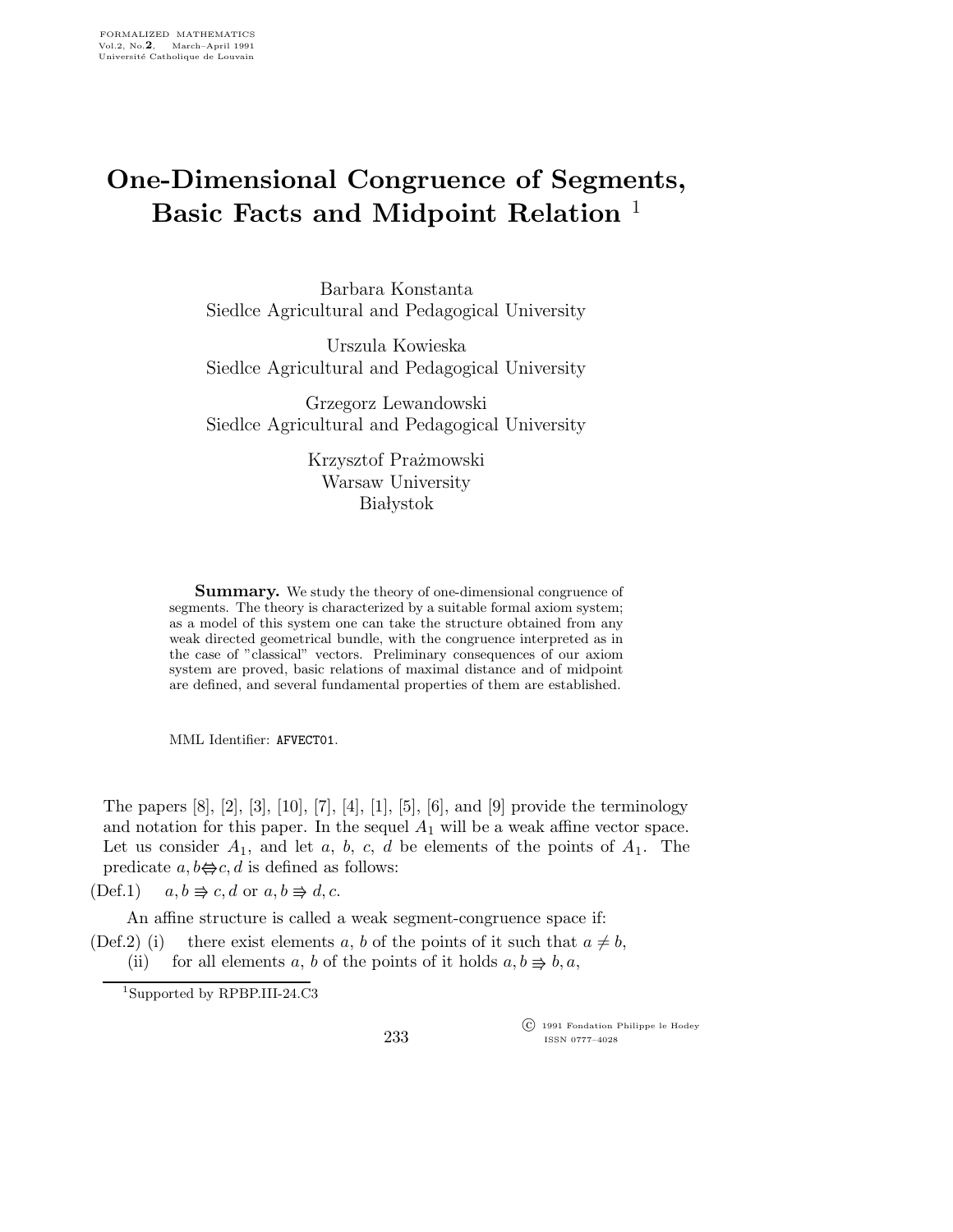# One-Dimensional Congruence of Segments, Basic Facts and Midpoint Relation [1]

Barbara Konstanta
Siedlce Agricultural and Pedagogical University

Urszula Kowieska
Siedlce Agricultural and Pedagogical University

Grzegorz Lewandowski
Siedlce Agricultural and Pedagogical University

Krzysztof Prażmowski
Warsaw University
Białystok

**Summary.** We study the theory of one-dimensional congruence of segments. The theory is characterized by a suitable formal axiom system; as a model of this system one can take the structure obtained from any weak directed geometrical bundle, with the congruence interpreted as in the case of "classical" vectors. Preliminary consequences of our axiom system are proved, basic relations of maximal distance and of midpoint are defined, and several fundamental properties of them are established.

MML Identifier: AFVECT01.

The papers [8], [2], [3], [10], [7], [4], [1], [5], [6], and [9] provide the terminology and notation for this paper. In the sequel $A_1$ will be a weak affine vector space. Let us consider $A_1$, and let $a$, $b$, $c$, $d$ be elements of the points of $A_1$. The predicate $a, b \Leftrightarrow c, d$ is defined as follows:

(Def.1) $a, b \Rrightarrow c, d$ or $a, b \Rrightarrow d, c$.

An affine structure is called a weak segment-congruence space if:

(Def.2) (i) there exist elements $a$, $b$ of the points of it such that $a \neq b$,

(ii) for all elements $a$, $b$ of the points of it holds $a, b \Rrightarrow b, a$,

[1] Supported by RPBP.III-24.C3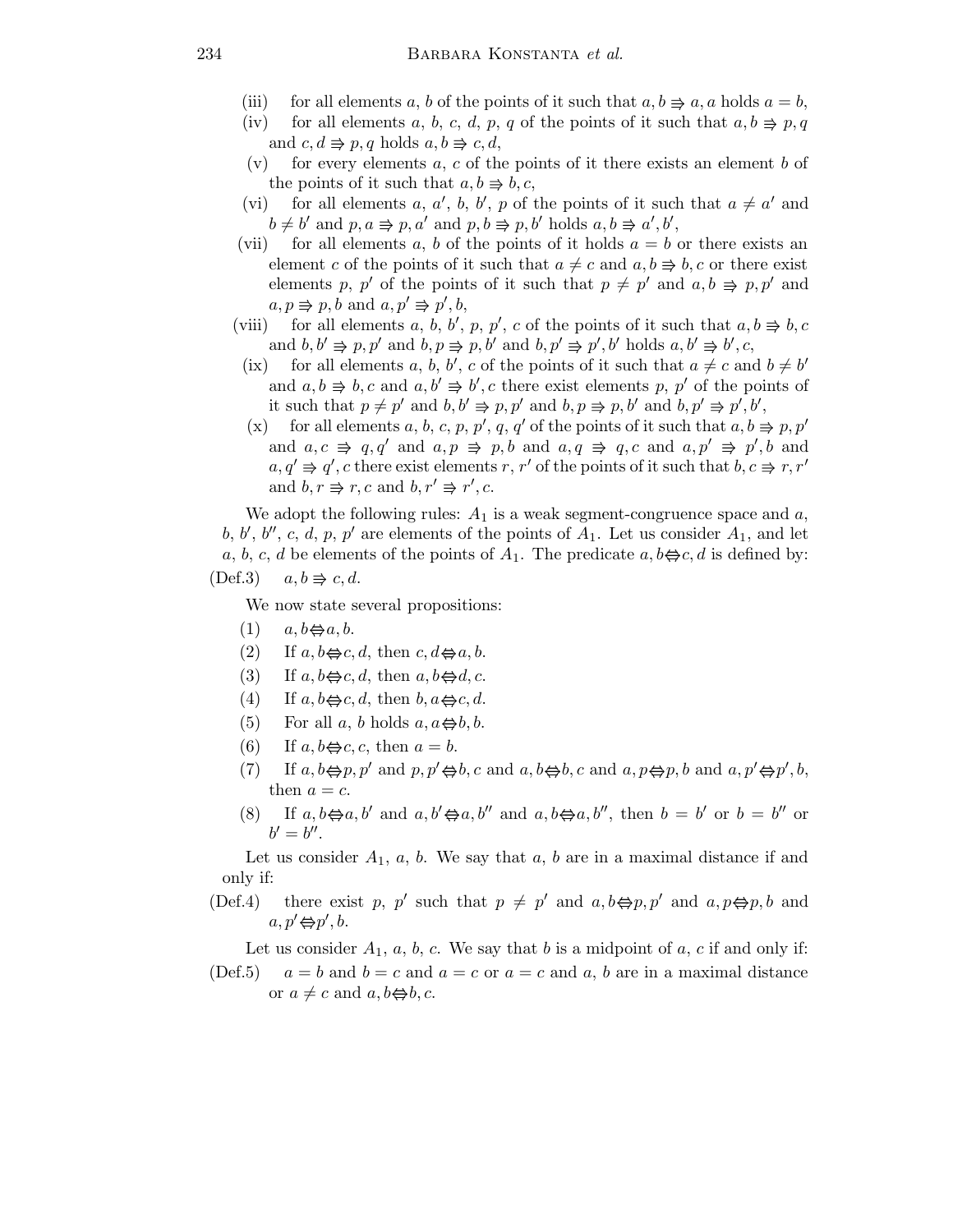(iii) for all elements $a$, $b$ of the points of it such that $a, b \Rrightarrow a, a$ holds $a = b$,

(iv) for all elements $a$, $b$, $c$, $d$, $p$, $q$ of the points of it such that $a, b \Rrightarrow p, q$ and $c, d \Rrightarrow p, q$ holds $a, b \Rrightarrow c, d$,

(v) for every elements $a$, $c$ of the points of it there exists an element $b$ of the points of it such that $a, b \Rrightarrow b, c$,

(vi) for all elements $a$, $a'$, $b$, $b'$, $p$ of the points of it such that $a \neq a'$ and $b \neq b'$ and $p, a \Rrightarrow p, a'$ and $p, b \Rrightarrow p, b'$ holds $a, b \Rrightarrow a', b'$,

(vii) for all elements $a$, $b$ of the points of it holds $a = b$ or there exists an element $c$ of the points of it such that $a \neq c$ and $a, b \Rrightarrow b, c$ or there exist elements $p$, $p'$ of the points of it such that $p \neq p'$ and $a, b \Rrightarrow p, p'$ and $a, p \Rrightarrow p, b$ and $a, p' \Rrightarrow p', b$,

(viii) for all elements $a$, $b$, $b'$, $p$, $p'$, $c$ of the points of it such that $a, b \Rrightarrow b, c$ and $b, b' \Rrightarrow p, p'$ and $b, p \Rrightarrow p, b'$ and $b, p' \Rrightarrow p', b'$ holds $a, b' \Rrightarrow b', c$,

(ix) for all elements $a$, $b$, $b'$, $c$ of the points of it such that $a \neq c$ and $b \neq b'$ and $a, b \Rrightarrow b, c$ and $a, b' \Rrightarrow b', c$ there exist elements $p$, $p'$ of the points of it such that $p \neq p'$ and $b, b' \Rrightarrow p, p'$ and $b, p \Rrightarrow p, b'$ and $b, p' \Rrightarrow p', b'$,

(x) for all elements $a$, $b$, $c$, $p$, $p'$, $q$, $q'$ of the points of it such that $a, b \Rrightarrow p, p'$ and $a, c \Rrightarrow q, q'$ and $a, p \Rrightarrow p, b$ and $a, q \Rrightarrow q, c$ and $a, p' \Rrightarrow p', b$ and $a, q' \Rrightarrow q', c$ there exist elements $r$, $r'$ of the points of it such that $b, c \Rrightarrow r, r'$ and $b, r \Rrightarrow r, c$ and $b, r' \Rrightarrow r', c$.

We adopt the following rules: $A_1$ is a weak segment-congruence space and $a$, $b$, $b'$, $b''$, $c$, $d$, $p$, $p'$ are elements of the points of $A_1$. Let us consider $A_1$, and let $a$, $b$, $c$, $d$ be elements of the points of $A_1$. The predicate $a, b \Leftrightarrow c, d$ is defined by:

(Def.3) $a, b \Rrightarrow c, d$.

We now state several propositions:

(1) $a, b \Leftrightarrow a, b$.

(2) If $a, b \Leftrightarrow c, d$, then $c, d \Leftrightarrow a, b$.

(3) If $a, b \Leftrightarrow c, d$, then $a, b \Leftrightarrow d, c$.

(4) If $a, b \Leftrightarrow c, d$, then $b, a \Leftrightarrow c, d$.

(5) For all $a$, $b$ holds $a, a \Leftrightarrow b, b$.

(6) If $a, b \Leftrightarrow c, c$, then $a = b$.

(7) If $a, b \Leftrightarrow p, p'$ and $p, p' \Leftrightarrow b, c$ and $a, b \Leftrightarrow b, c$ and $a, p \Leftrightarrow p, b$ and $a, p' \Leftrightarrow p', b$, then $a = c$.

(8) If $a, b \Leftrightarrow a, b'$ and $a, b' \Leftrightarrow a, b''$ and $a, b \Leftrightarrow a, b''$, then $b = b'$ or $b = b''$ or $b' = b''$.

Let us consider $A_1$, $a$, $b$. We say that $a$, $b$ are in a maximal distance if and only if:

(Def.4) there exist $p$, $p'$ such that $p \neq p'$ and $a, b \Leftrightarrow p, p'$ and $a, p \Leftrightarrow p, b$ and $a, p' \Leftrightarrow p', b$.

Let us consider $A_1$, $a$, $b$, $c$. We say that $b$ is a midpoint of $a$, $c$ if and only if:

(Def.5) $a = b$ and $b = c$ and $a = c$ or $a = c$ and $a$, $b$ are in a maximal distance or $a \neq c$ and $a, b \Leftrightarrow b, c$.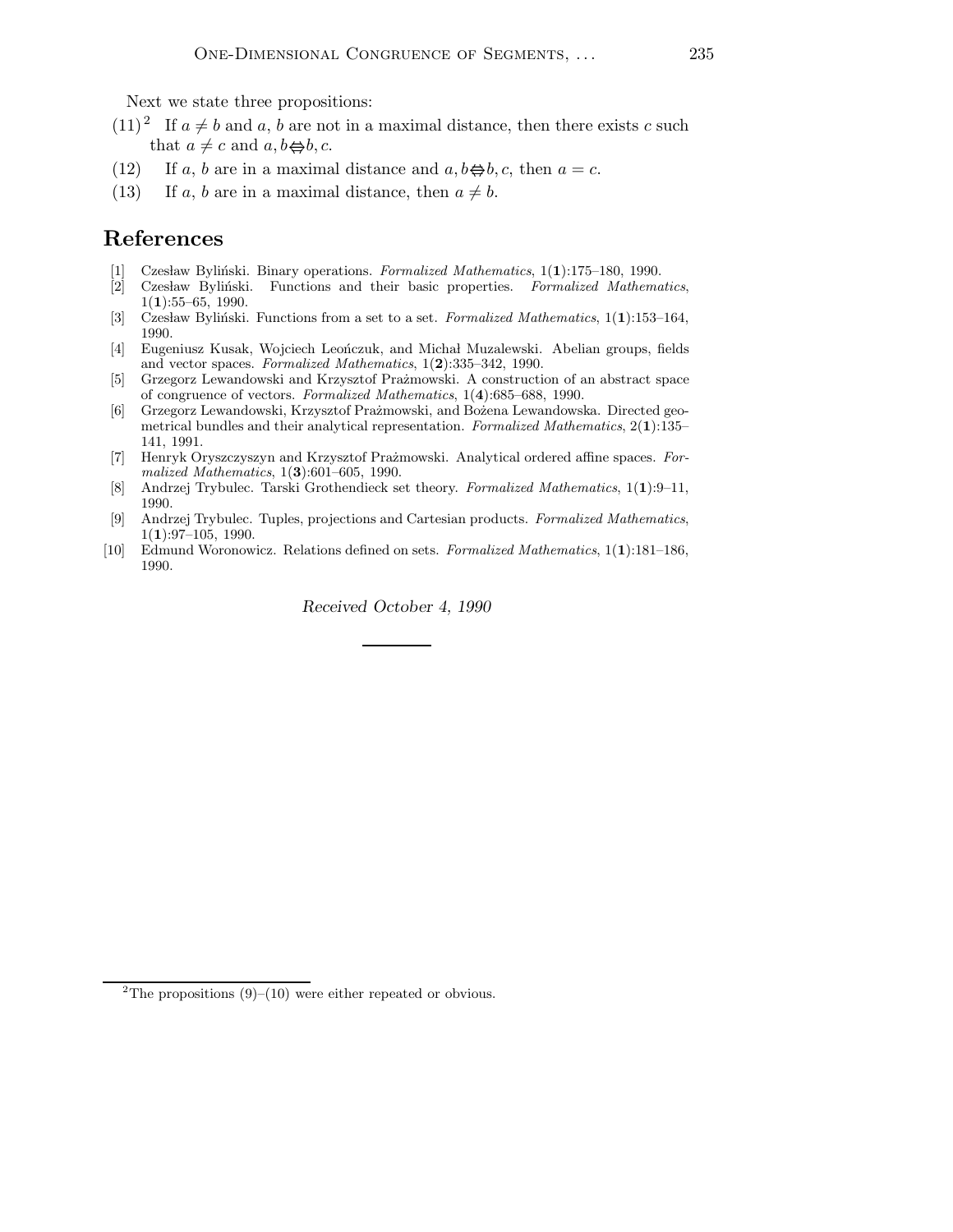Next we state three propositions:

(11)[2] If $a \neq b$ and $a$, $b$ are not in a maximal distance, then there exists $c$ such that $a \neq c$ and $a, b \Leftrightarrow b, c$.

(12) If $a$, $b$ are in a maximal distance and $a, b \Leftrightarrow b, c$, then $a = c$.

(13) If $a$, $b$ are in a maximal distance, then $a \neq b$.

## References

[1] Czesław Byliński. Binary operations. *Formalized Mathematics*, 1(**1**):175–180, 1990.

[2] Czesław Byliński. Functions and their basic properties. *Formalized Mathematics*, 1(**1**):55–65, 1990.

[3] Czesław Byliński. Functions from a set to a set. *Formalized Mathematics*, 1(**1**):153–164, 1990.

[4] Eugeniusz Kusak, Wojciech Leończuk, and Michał Muzalewski. Abelian groups, fields and vector spaces. *Formalized Mathematics*, 1(**2**):335–342, 1990.

[5] Grzegorz Lewandowski and Krzysztof Prażmowski. A construction of an abstract space of congruence of vectors. *Formalized Mathematics*, 1(**4**):685–688, 1990.

[6] Grzegorz Lewandowski, Krzysztof Prażmowski, and Bożena Lewandowska. Directed geometrical bundles and their analytical representation. *Formalized Mathematics*, 2(**1**):135–141, 1991.

[7] Henryk Oryszczyszyn and Krzysztof Prażmowski. Analytical ordered affine spaces. *Formalized Mathematics*, 1(**3**):601–605, 1990.

[8] Andrzej Trybulec. Tarski Grothendieck set theory. *Formalized Mathematics*, 1(**1**):9–11, 1990.

[9] Andrzej Trybulec. Tuples, projections and Cartesian products. *Formalized Mathematics*, 1(**1**):97–105, 1990.

[10] Edmund Woronowicz. Relations defined on sets. *Formalized Mathematics*, 1(**1**):181–186, 1990.

*Received October 4, 1990*

---

[2] The propositions (9)–(10) were either repeated or obvious.